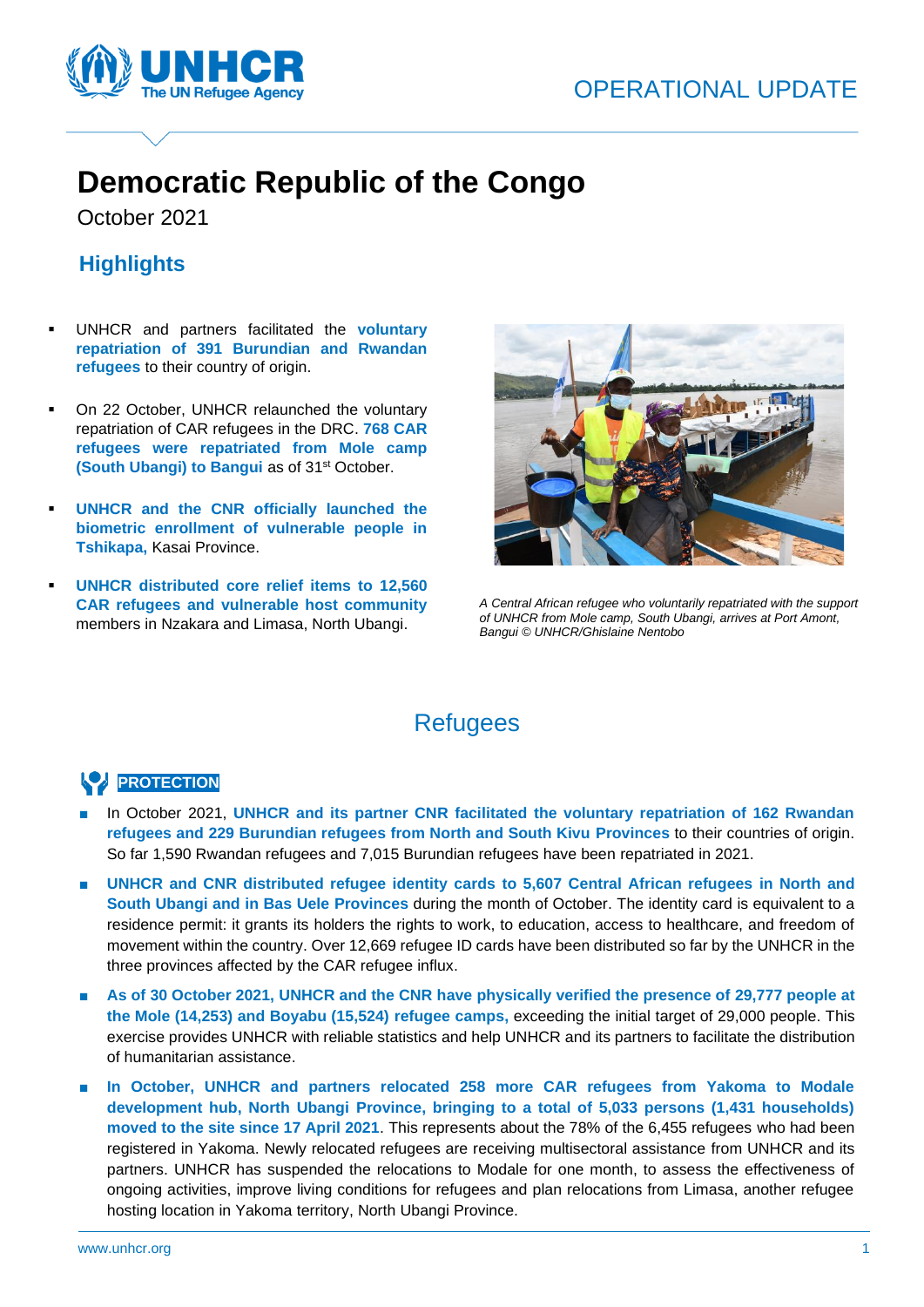OPERATIONAL UPDATE

# Democratic Republic of the Congo

October 2021

## Highlights

- UNHCR and partners facilitated the **voluntary repatriation of 391 Burundian and Rwandan refugees** to their country of origin.
- On 22 October, UNHCR relaunched the voluntary repatriation of CAR refugees in the DRC. **768 CAR refugees were repatriated from Mole camp (South Ubangi) to Bangui** as of 31st October.
- **UNHCR and the CNR officially launched the biometric enrollment of vulnerable people in Tshikapa,** Kasai Province.
- **UNHCR distributed core relief items to 12,560 CAR refugees and vulnerable host community** members in Nzakara and Limasa, North Ubangi.

*A Central African refugee who voluntarily repatriated with the support of UNHCR from Mole camp, South Ubangi, arrives at Port Amont, Bangui © UNHCR/Ghislaine Nentobo*

## Refugees

### PROTECTION

- In October 2021, **UNHCR and its partner CNR facilitated the voluntary repatriation of 162 Rwandan refugees and 229 Burundian refugees from North and South Kivu Provinces** to their countries of origin. So far 1,590 Rwandan refugees and 7,015 Burundian refugees have been repatriated in 2021.
- **UNHCR and CNR distributed refugee identity cards to 5,607 Central African refugees in North and South Ubangi and in Bas Uele Provinces** during the month of October. The identity card is equivalent to a residence permit: it grants its holders the rights to work, to education, access to healthcare, and freedom of movement within the country. Over 12,669 refugee ID cards have been distributed so far by the UNHCR in the three provinces affected by the CAR refugee influx.
- **As of 30 October 2021, UNHCR and the CNR have physically verified the presence of 29,777 people at the Mole (14,253) and Boyabu (15,524) refugee camps,** exceeding the initial target of 29,000 people. This exercise provides UNHCR with reliable statistics and help UNHCR and its partners to facilitate the distribution of humanitarian assistance.
- **In October, UNHCR and partners relocated 258 more CAR refugees from Yakoma to Modale development hub, North Ubangi Province, bringing to a total of 5,033 persons (1,431 households) moved to the site since 17 April 2021**. This represents about the 78% of the 6,455 refugees who had been registered in Yakoma. Newly relocated refugees are receiving multisectoral assistance from UNHCR and its partners. UNHCR has suspended the relocations to Modale for one month, to assess the effectiveness of ongoing activities, improve living conditions for refugees and plan relocations from Limasa, another refugee hosting location in Yakoma territory, North Ubangi Province.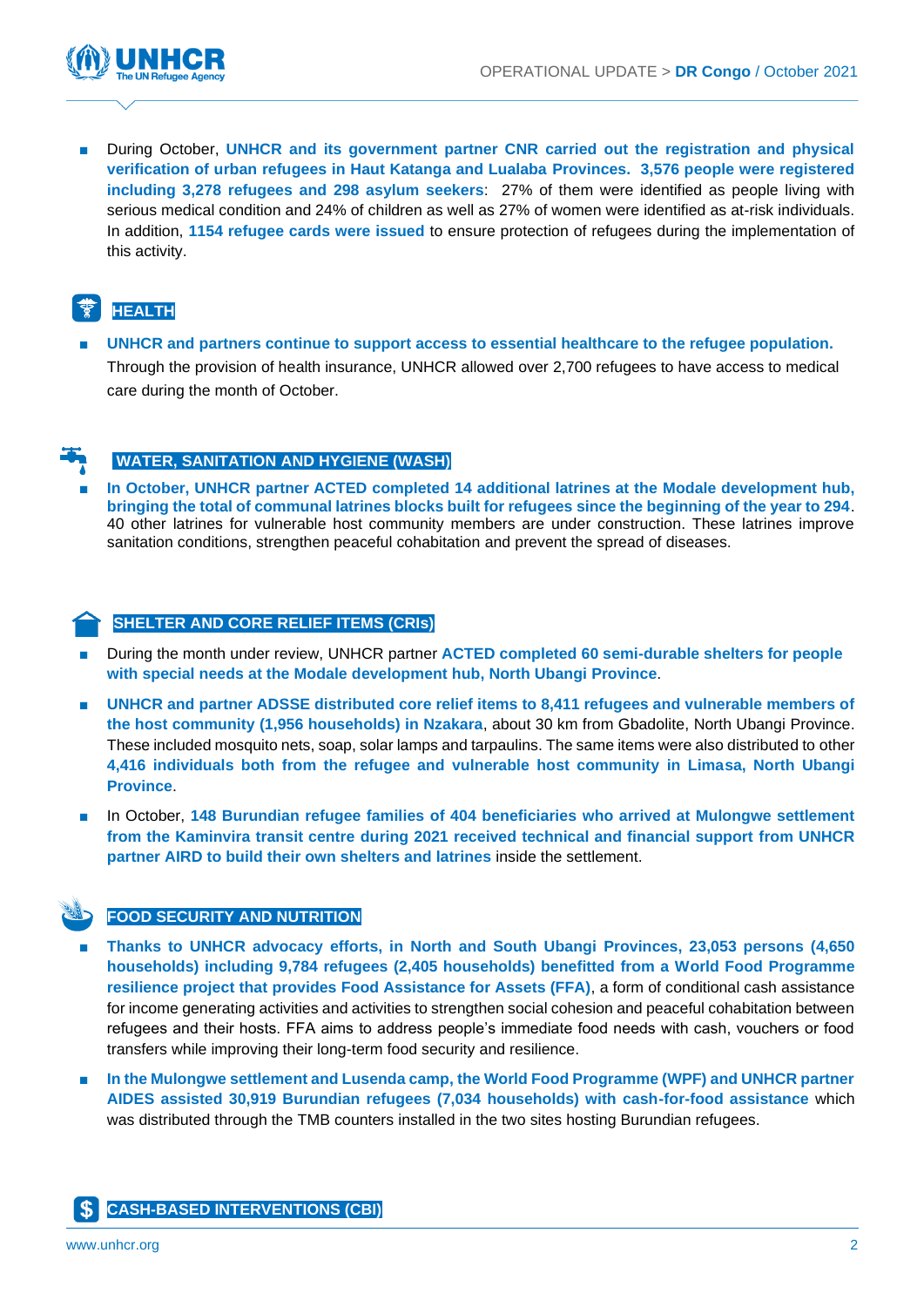- During October, **UNHCR and its government partner CNR carried out the registration and physical verification of urban refugees in Haut Katanga and Lualaba Provinces. 3,576 people were registered including 3,278 refugees and 298 asylum seekers**: 27% of them were identified as people living with serious medical condition and 24% of children as well as 27% of women were identified as at-risk individuals. In addition, **1154 refugee cards were issued** to ensure protection of refugees during the implementation of this activity.

## HEALTH

- **UNHCR and partners continue to support access to essential healthcare to the refugee population.** Through the provision of health insurance, UNHCR allowed over 2,700 refugees to have access to medical care during the month of October.

## WATER, SANITATION AND HYGIENE (WASH)

- **In October, UNHCR partner ACTED completed 14 additional latrines at the Modale development hub, bringing the total of communal latrines blocks built for refugees since the beginning of the year to 294**. 40 other latrines for vulnerable host community members are under construction. These latrines improve sanitation conditions, strengthen peaceful cohabitation and prevent the spread of diseases.

## SHELTER AND CORE RELIEF ITEMS (CRIs)

- During the month under review, UNHCR partner **ACTED completed 60 semi-durable shelters for people with special needs at the Modale development hub, North Ubangi Province**.
- **UNHCR and partner ADSSE distributed core relief items to 8,411 refugees and vulnerable members of the host community (1,956 households) in Nzakara**, about 30 km from Gbadolite, North Ubangi Province. These included mosquito nets, soap, solar lamps and tarpaulins. The same items were also distributed to other **4,416 individuals both from the refugee and vulnerable host community in Limasa, North Ubangi Province**.
- In October, **148 Burundian refugee families of 404 beneficiaries who arrived at Mulongwe settlement from the Kaminvira transit centre during 2021 received technical and financial support from UNHCR partner AIRD to build their own shelters and latrines** inside the settlement.

## FOOD SECURITY AND NUTRITION

- **Thanks to UNHCR advocacy efforts, in North and South Ubangi Provinces, 23,053 persons (4,650 households) including 9,784 refugees (2,405 households) benefitted from a World Food Programme resilience project that provides Food Assistance for Assets (FFA)**, a form of conditional cash assistance for income generating activities and activities to strengthen social cohesion and peaceful cohabitation between refugees and their hosts. FFA aims to address people's immediate food needs with cash, vouchers or food transfers while improving their long-term food security and resilience.
- **In the Mulongwe settlement and Lusenda camp, the World Food Programme (WPF) and UNHCR partner AIDES assisted 30,919 Burundian refugees (7,034 households) with cash-for-food assistance** which was distributed through the TMB counters installed in the two sites hosting Burundian refugees.

## CASH-BASED INTERVENTIONS (CBI)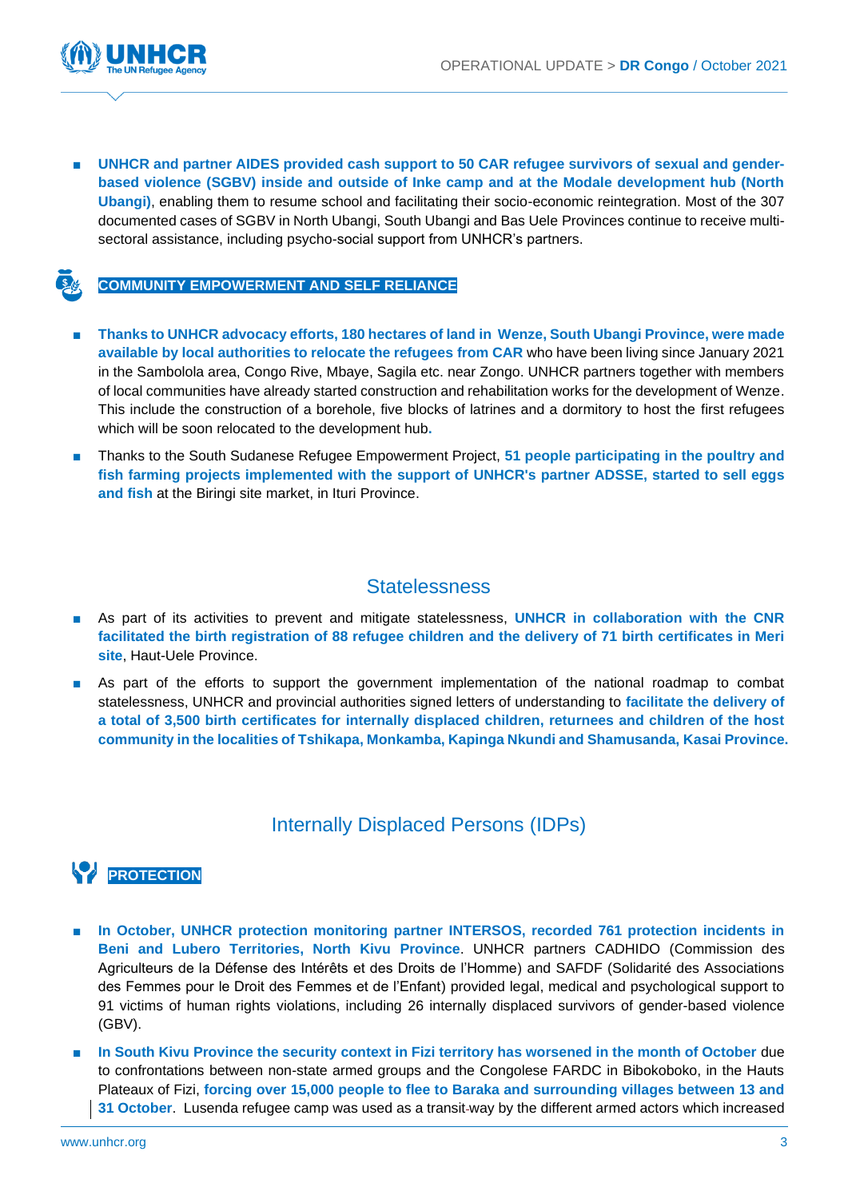- **UNHCR and partner AIDES provided cash support to 50 CAR refugee survivors of sexual and gender-based violence (SGBV) inside and outside of Inke camp and at the Modale development hub (North Ubangi)**, enabling them to resume school and facilitating their socio-economic reintegration. Most of the 307 documented cases of SGBV in North Ubangi, South Ubangi and Bas Uele Provinces continue to receive multi-sectoral assistance, including psycho-social support from UNHCR's partners.

### COMMUNITY EMPOWERMENT AND SELF RELIANCE

- **Thanks to UNHCR advocacy efforts, 180 hectares of land in Wenze, South Ubangi Province, were made available by local authorities to relocate the refugees from CAR** who have been living since January 2021 in the Sambolola area, Congo Rive, Mbaye, Sagila etc. near Zongo. UNHCR partners together with members of local communities have already started construction and rehabilitation works for the development of Wenze. This include the construction of a borehole, five blocks of latrines and a dormitory to host the first refugees which will be soon relocated to the development hub.
- Thanks to the South Sudanese Refugee Empowerment Project, **51 people participating in the poultry and fish farming projects implemented with the support of UNHCR's partner ADSSE, started to sell eggs and fish** at the Biringi site market, in Ituri Province.

## Statelessness

- As part of its activities to prevent and mitigate statelessness, **UNHCR in collaboration with the CNR facilitated the birth registration of 88 refugee children and the delivery of 71 birth certificates in Meri site**, Haut-Uele Province.
- As part of the efforts to support the government implementation of the national roadmap to combat statelessness, UNHCR and provincial authorities signed letters of understanding to **facilitate the delivery of a total of 3,500 birth certificates for internally displaced children, returnees and children of the host community in the localities of Tshikapa, Monkamba, Kapinga Nkundi and Shamusanda, Kasai Province.**

## Internally Displaced Persons (IDPs)

### PROTECTION

- **In October, UNHCR protection monitoring partner INTERSOS, recorded 761 protection incidents in Beni and Lubero Territories, North Kivu Province**. UNHCR partners CADHIDO (Commission des Agriculteurs de la Défense des Intérêts et des Droits de l'Homme) and SAFDF (Solidarité des Associations des Femmes pour le Droit des Femmes et de l'Enfant) provided legal, medical and psychological support to 91 victims of human rights violations, including 26 internally displaced survivors of gender-based violence (GBV).
- **In South Kivu Province the security context in Fizi territory has worsened in the month of October** due to confrontations between non-state armed groups and the Congolese FARDC in Bibokoboko, in the Hauts Plateaux of Fizi, **forcing over 15,000 people to flee to Baraka and surrounding villages between 13 and 31 October**. Lusenda refugee camp was used as a transit-way by the different armed actors which increased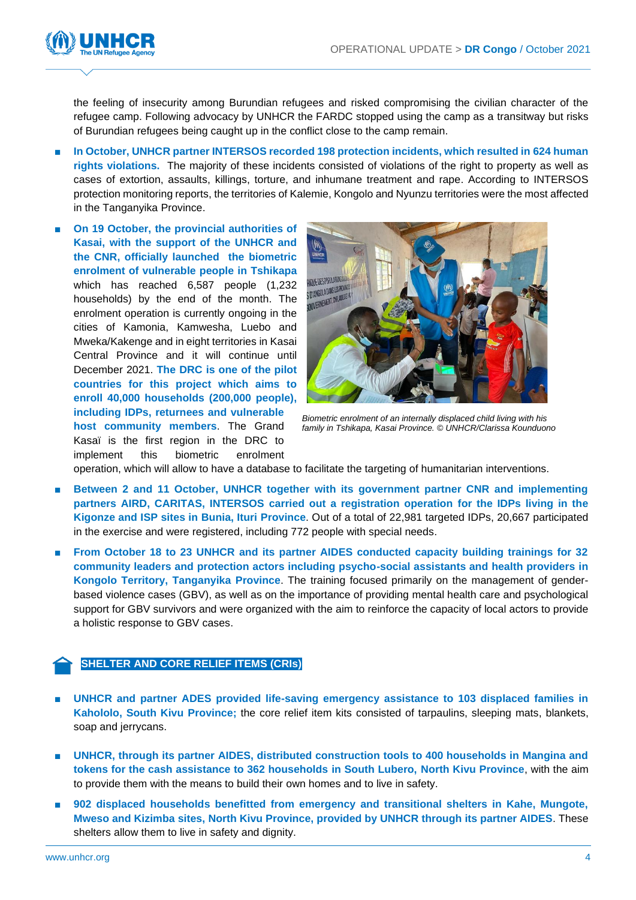the feeling of insecurity among Burundian refugees and risked compromising the civilian character of the refugee camp. Following advocacy by UNHCR the FARDC stopped using the camp as a transitway but risks of Burundian refugees being caught up in the conflict close to the camp remain.

- **In October, UNHCR partner INTERSOS recorded 198 protection incidents, which resulted in 624 human rights violations.** The majority of these incidents consisted of violations of the right to property as well as cases of extortion, assaults, killings, torture, and inhumane treatment and rape. According to INTERSOS protection monitoring reports, the territories of Kalemie, Kongolo and Nyunzu territories were the most affected in the Tanganyika Province.
- **On 19 October, the provincial authorities of Kasai, with the support of the UNHCR and the CNR, officially launched the biometric enrolment of vulnerable people in Tshikapa** which has reached 6,587 people (1,232 households) by the end of the month. The enrolment operation is currently ongoing in the cities of Kamonia, Kamwesha, Luebo and Mweka/Kakenge and in eight territories in Kasai Central Province and it will continue until December 2021. **The DRC is one of the pilot countries for this project which aims to enroll 40,000 households (200,000 people), including IDPs, returnees and vulnerable host community members**. The Grand Kasaï is the first region in the DRC to implement this biometric enrolment operation, which will allow to have a database to facilitate the targeting of humanitarian interventions.

*Biometric enrolment of an internally displaced child living with his family in Tshikapa, Kasai Province. © UNHCR/Clarissa Kounduono*

- **Between 2 and 11 October, UNHCR together with its government partner CNR and implementing partners AIRD, CARITAS, INTERSOS carried out a registration operation for the IDPs living in the Kigonze and ISP sites in Bunia, Ituri Province**. Out of a total of 22,981 targeted IDPs, 20,667 participated in the exercise and were registered, including 772 people with special needs.
- **From October 18 to 23 UNHCR and its partner AIDES conducted capacity building trainings for 32 community leaders and protection actors including psycho-social assistants and health providers in Kongolo Territory, Tanganyika Province**. The training focused primarily on the management of gender-based violence cases (GBV), as well as on the importance of providing mental health care and psychological support for GBV survivors and were organized with the aim to reinforce the capacity of local actors to provide a holistic response to GBV cases.

## SHELTER AND CORE RELIEF ITEMS (CRIs)

- **UNHCR and partner ADES provided life-saving emergency assistance to 103 displaced families in Kahololo, South Kivu Province;** the core relief item kits consisted of tarpaulins, sleeping mats, blankets, soap and jerrycans.
- **UNHCR, through its partner AIDES, distributed construction tools to 400 households in Mangina and tokens for the cash assistance to 362 households in South Lubero, North Kivu Province**, with the aim to provide them with the means to build their own homes and to live in safety.
- **902 displaced households benefitted from emergency and transitional shelters in Kahe, Mungote, Mweso and Kizimba sites, North Kivu Province, provided by UNHCR through its partner AIDES**. These shelters allow them to live in safety and dignity.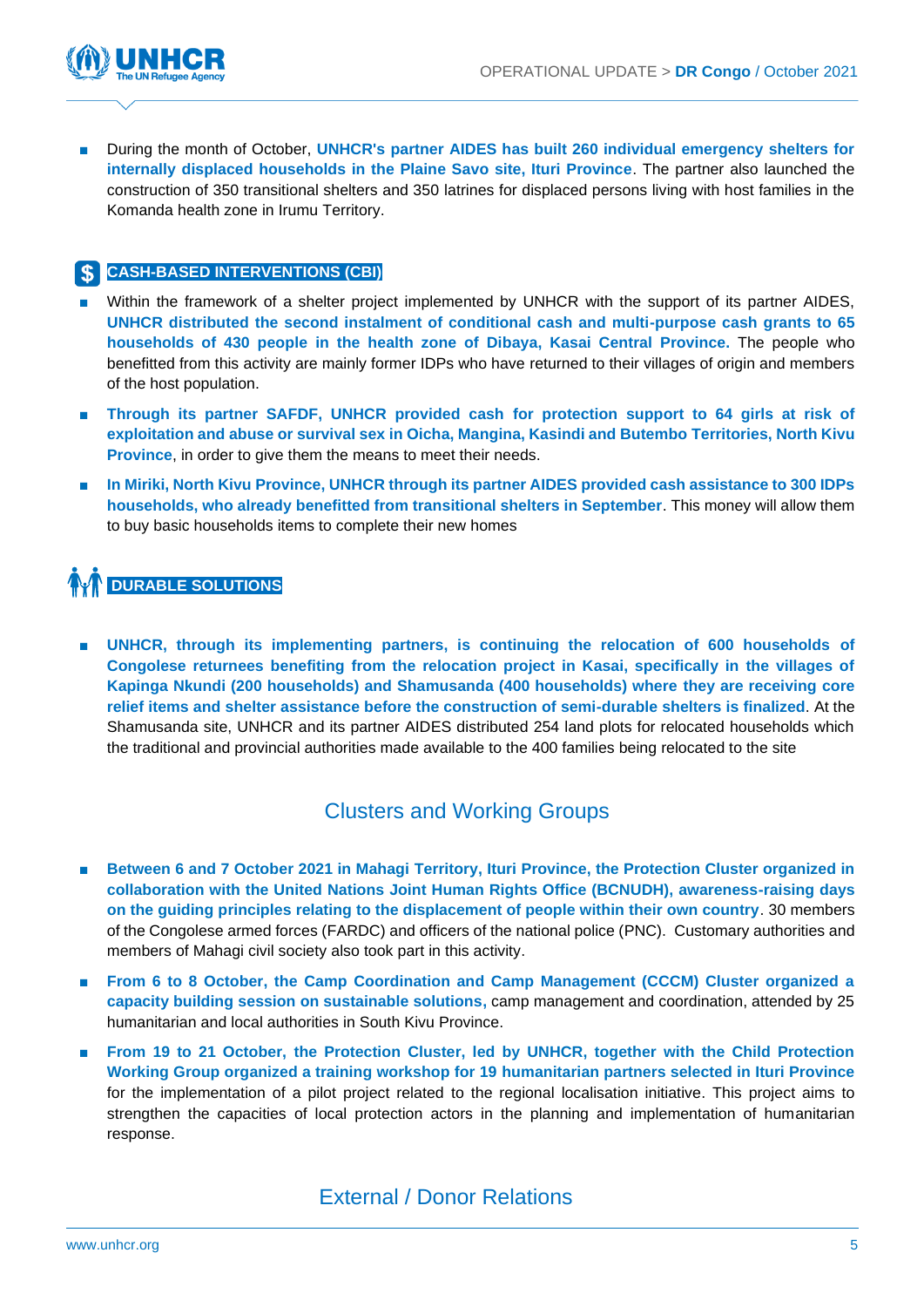- During the month of October, **UNHCR's partner AIDES has built 260 individual emergency shelters for internally displaced households in the Plaine Savo site, Ituri Province**. The partner also launched the construction of 350 transitional shelters and 350 latrines for displaced persons living with host families in the Komanda health zone in Irumu Territory.

## CASH-BASED INTERVENTIONS (CBI)

- Within the framework of a shelter project implemented by UNHCR with the support of its partner AIDES, **UNHCR distributed the second instalment of conditional cash and multi-purpose cash grants to 65 households of 430 people in the health zone of Dibaya, Kasai Central Province.** The people who benefitted from this activity are mainly former IDPs who have returned to their villages of origin and members of the host population.
- **Through its partner SAFDF, UNHCR provided cash for protection support to 64 girls at risk of exploitation and abuse or survival sex in Oicha, Mangina, Kasindi and Butembo Territories, North Kivu Province**, in order to give them the means to meet their needs.
- **In Miriki, North Kivu Province, UNHCR through its partner AIDES provided cash assistance to 300 IDPs households, who already benefitted from transitional shelters in September**. This money will allow them to buy basic households items to complete their new homes

## DURABLE SOLUTIONS

- **UNHCR, through its implementing partners, is continuing the relocation of 600 households of Congolese returnees benefiting from the relocation project in Kasai, specifically in the villages of Kapinga Nkundi (200 households) and Shamusanda (400 households) where they are receiving core relief items and shelter assistance before the construction of semi-durable shelters is finalized**. At the Shamusanda site, UNHCR and its partner AIDES distributed 254 land plots for relocated households which the traditional and provincial authorities made available to the 400 families being relocated to the site

# Clusters and Working Groups

- **Between 6 and 7 October 2021 in Mahagi Territory, Ituri Province, the Protection Cluster organized in collaboration with the United Nations Joint Human Rights Office (BCNUDH), awareness-raising days on the guiding principles relating to the displacement of people within their own country**. 30 members of the Congolese armed forces (FARDC) and officers of the national police (PNC). Customary authorities and members of Mahagi civil society also took part in this activity.
- **From 6 to 8 October, the Camp Coordination and Camp Management (CCCM) Cluster organized a capacity building session on sustainable solutions,** camp management and coordination, attended by 25 humanitarian and local authorities in South Kivu Province.
- **From 19 to 21 October, the Protection Cluster, led by UNHCR, together with the Child Protection Working Group organized a training workshop for 19 humanitarian partners selected in Ituri Province** for the implementation of a pilot project related to the regional localisation initiative. This project aims to strengthen the capacities of local protection actors in the planning and implementation of humanitarian response.

# External / Donor Relations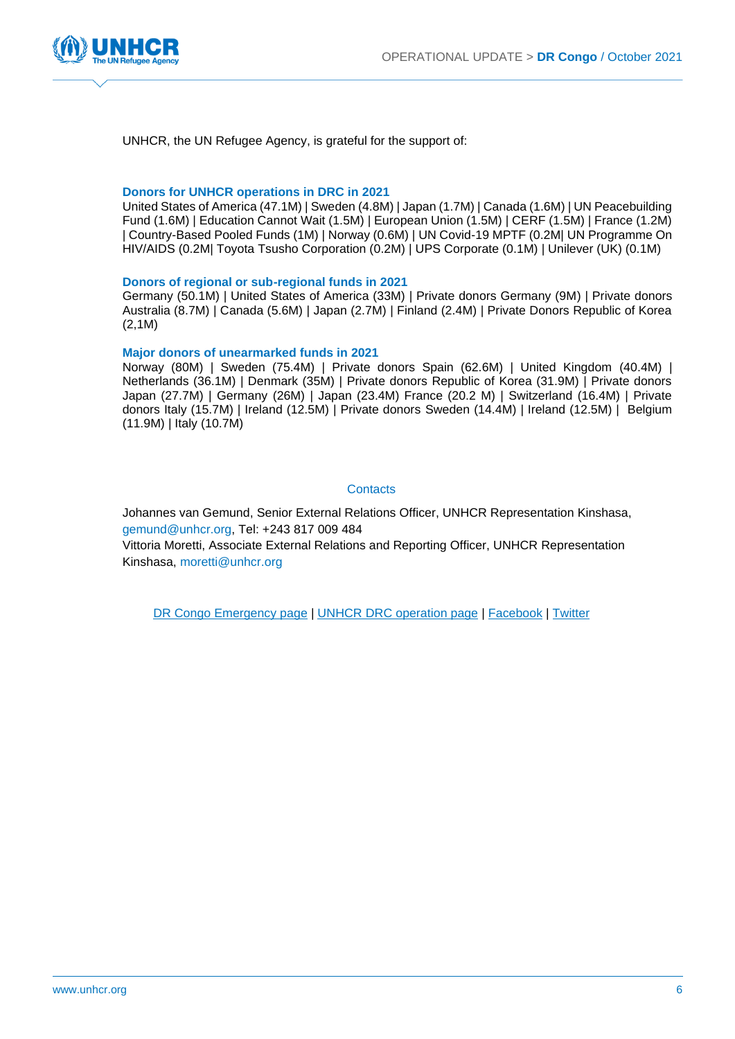UNHCR, the UN Refugee Agency, is grateful for the support of:

### Donors for UNHCR operations in DRC in 2021

United States of America (47.1M) | Sweden (4.8M) | Japan (1.7M) | Canada (1.6M) | UN Peacebuilding Fund (1.6M) | Education Cannot Wait (1.5M) | European Union (1.5M) | CERF (1.5M) | France (1.2M) | Country-Based Pooled Funds (1M) | Norway (0.6M) | UN Covid-19 MPTF (0.2M| UN Programme On HIV/AIDS (0.2M| Toyota Tsusho Corporation (0.2M) | UPS Corporate (0.1M) | Unilever (UK) (0.1M)

### Donors of regional or sub-regional funds in 2021

Germany (50.1M) | United States of America (33M) | Private donors Germany (9M) | Private donors Australia (8.7M) | Canada (5.6M) | Japan (2.7M) | Finland (2.4M) | Private Donors Republic of Korea (2,1M)

### Major donors of unearmarked funds in 2021

Norway (80M) | Sweden (75.4M) | Private donors Spain (62.6M) | United Kingdom (40.4M) | Netherlands (36.1M) | Denmark (35M) | Private donors Republic of Korea (31.9M) | Private donors Japan (27.7M) | Germany (26M) | Japan (23.4M) France (20.2 M) | Switzerland (16.4M) | Private donors Italy (15.7M) | Ireland (12.5M) | Private donors Sweden (14.4M) | Ireland (12.5M) | Belgium (11.9M) | Italy (10.7M)

### Contacts

Johannes van Gemund, Senior External Relations Officer, UNHCR Representation Kinshasa, gemund@unhcr.org, Tel: +243 817 009 484
Vittoria Moretti, Associate External Relations and Reporting Officer, UNHCR Representation Kinshasa, moretti@unhcr.org

DR Congo Emergency page | UNHCR DRC operation page | Facebook | Twitter